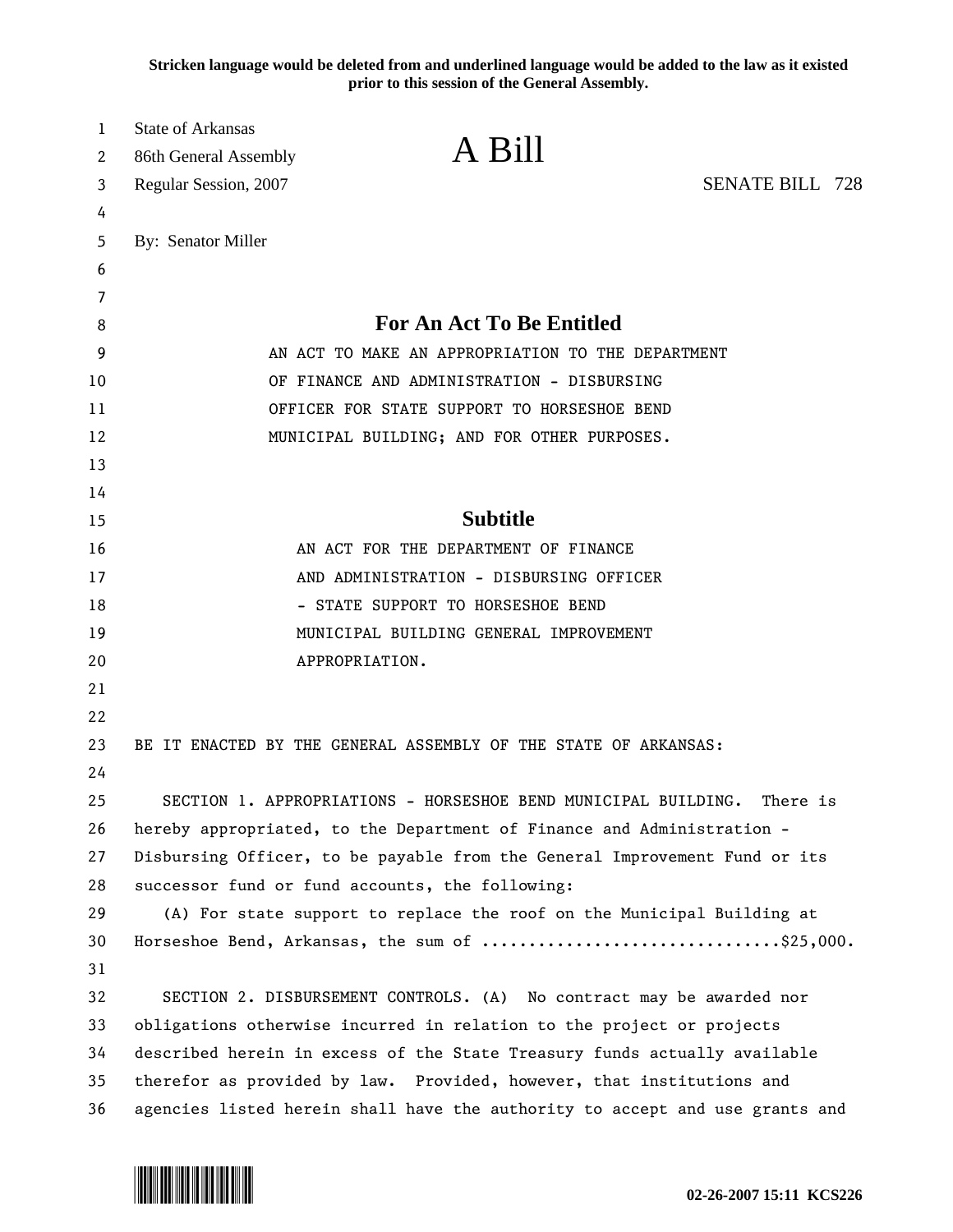Stricken language would be deleted from and underlined language would be added to the law as it existed prior to this session of the General Assembly.

State of Arkansas
86th General Assembly
Regular Session, 2007

# A Bill

SENATE BILL 728

By: Senator Miller

## For An Act To Be Entitled

AN ACT TO MAKE AN APPROPRIATION TO THE DEPARTMENT OF FINANCE AND ADMINISTRATION - DISBURSING OFFICER FOR STATE SUPPORT TO HORSESHOE BEND MUNICIPAL BUILDING; AND FOR OTHER PURPOSES.

## Subtitle

AN ACT FOR THE DEPARTMENT OF FINANCE AND ADMINISTRATION - DISBURSING OFFICER - STATE SUPPORT TO HORSESHOE BEND MUNICIPAL BUILDING GENERAL IMPROVEMENT APPROPRIATION.

BE IT ENACTED BY THE GENERAL ASSEMBLY OF THE STATE OF ARKANSAS:

SECTION 1. APPROPRIATIONS - HORSESHOE BEND MUNICIPAL BUILDING. There is hereby appropriated, to the Department of Finance and Administration - Disbursing Officer, to be payable from the General Improvement Fund or its successor fund or fund accounts, the following:

(A) For state support to replace the roof on the Municipal Building at Horseshoe Bend, Arkansas, the sum of ...............................$25,000.

SECTION 2. DISBURSEMENT CONTROLS. (A) No contract may be awarded nor obligations otherwise incurred in relation to the project or projects described herein in excess of the State Treasury funds actually available therefor as provided by law. Provided, however, that institutions and agencies listed herein shall have the authority to accept and use grants and

02-26-2007 15:11 KCS226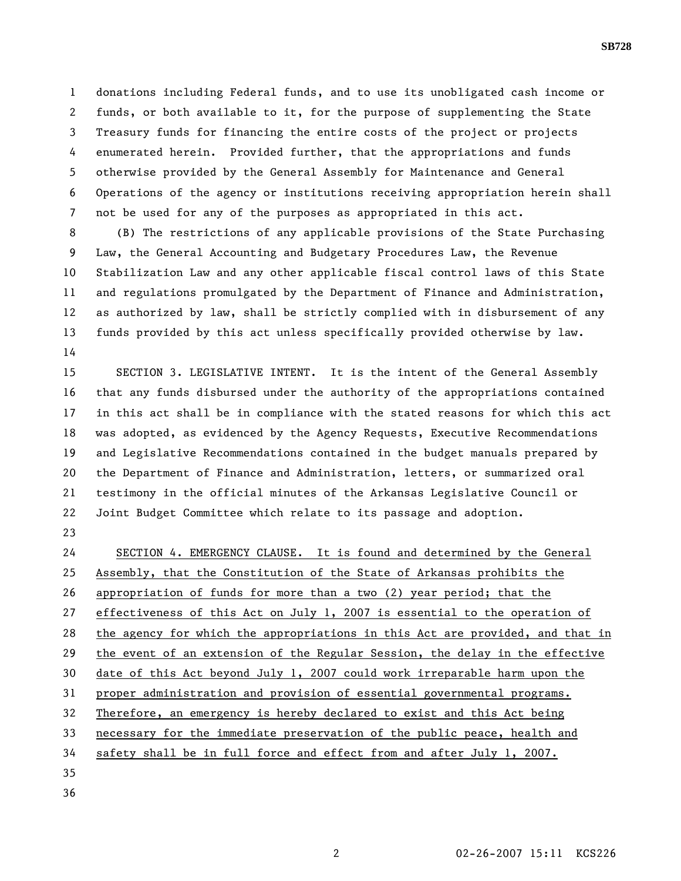donations including Federal funds, and to use its unobligated cash income or funds, or both available to it, for the purpose of supplementing the State Treasury funds for financing the entire costs of the project or projects enumerated herein. Provided further, that the appropriations and funds otherwise provided by the General Assembly for Maintenance and General Operations of the agency or institutions receiving appropriation herein shall not be used for any of the purposes as appropriated in this act.

(B) The restrictions of any applicable provisions of the State Purchasing Law, the General Accounting and Budgetary Procedures Law, the Revenue Stabilization Law and any other applicable fiscal control laws of this State and regulations promulgated by the Department of Finance and Administration, as authorized by law, shall be strictly complied with in disbursement of any funds provided by this act unless specifically provided otherwise by law.

SECTION 3. LEGISLATIVE INTENT. It is the intent of the General Assembly that any funds disbursed under the authority of the appropriations contained in this act shall be in compliance with the stated reasons for which this act was adopted, as evidenced by the Agency Requests, Executive Recommendations and Legislative Recommendations contained in the budget manuals prepared by the Department of Finance and Administration, letters, or summarized oral testimony in the official minutes of the Arkansas Legislative Council or Joint Budget Committee which relate to its passage and adoption.

SECTION 4. EMERGENCY CLAUSE. It is found and determined by the General Assembly, that the Constitution of the State of Arkansas prohibits the appropriation of funds for more than a two (2) year period; that the effectiveness of this Act on July 1, 2007 is essential to the operation of the agency for which the appropriations in this Act are provided, and that in the event of an extension of the Regular Session, the delay in the effective date of this Act beyond July 1, 2007 could work irreparable harm upon the proper administration and provision of essential governmental programs. Therefore, an emergency is hereby declared to exist and this Act being necessary for the immediate preservation of the public peace, health and safety shall be in full force and effect from and after July 1, 2007.